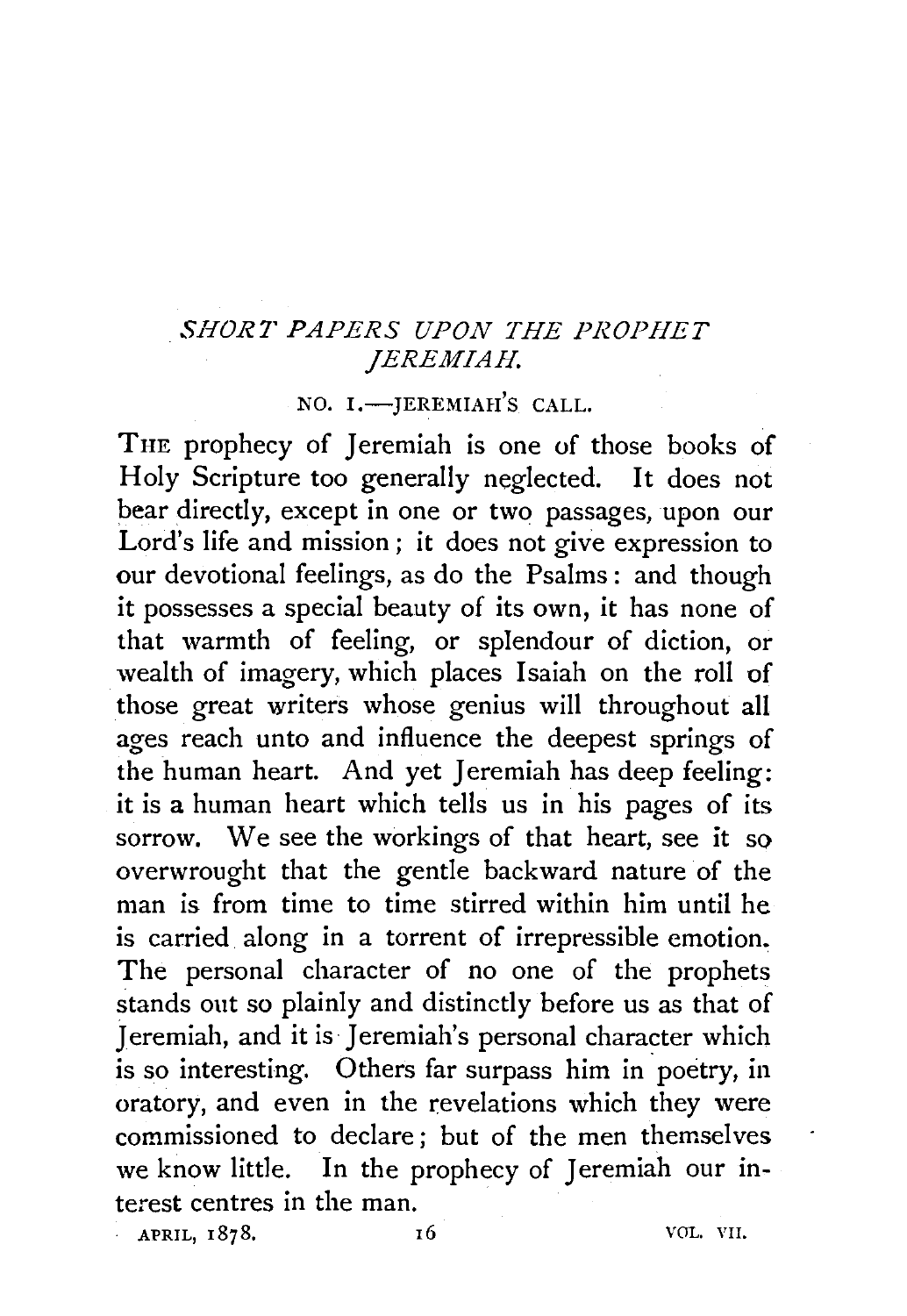## *SHORT PAPERS UPON THE PROPHET JEREMIAH.*

### NO. I.—JEREMIAH'S CALL.

THE prophecy of Jeremiah is one of those books of Holy Scripture too generally neglected. It does not bear directly, except in one or two passages, upon our Lord's life and mission; it does not give expression to our devotional feelings, as do the Psalms: and though it possesses a special beauty of its own, it has none of that warmth of feeling, or splendour of diction, or wealth of imagery, which places Isaiah on the roll of those great writers whose genius will throughout all ages reach unto and influence the deepest springs of the human heart. And yet Jeremiah has deep feeling: it is a human heart which tells us in his pages of its sorrow. We see the workings of that heart, see it so overwrought that the gentle backward nature of the man is from time to time stirred within him until he is carried along in a torrent of irrepressible emotion. The personal character of no one of the prophets stands out so plainly and distinctly before us as that of Jeremiah, and it is Jeremiah's personal character which is so interesting. Others far surpass him in poetry, in oratory, and even in the revelations which they were commissioned to declare; but of the men themselves we know little. In the prophecy of Jeremiah our interest centres in the man.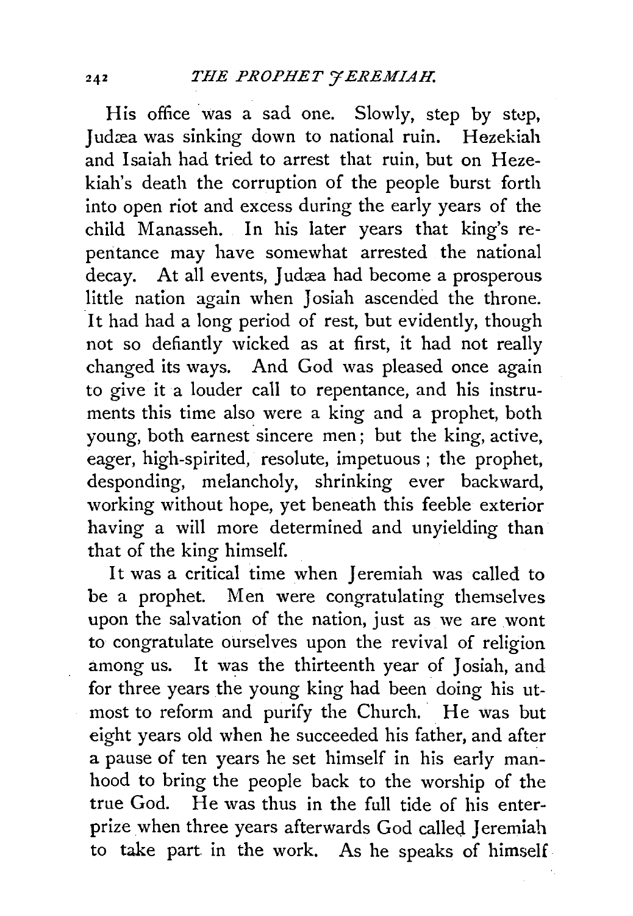His office was a sad one. Slowly, step by step, Judæa was sinking down to national ruin. Hezekiah and Isaiah had tried to arrest that ruin, but on Hezekiah's death the corruption of the people burst forth into open riot and excess during the early years of the child Manasseh. In his later years that king's repentance may have somewhat arrested the national decay. At all events, Judæa had become a prosperous little nation again when Josiah ascended the throne. It had had a long period of rest, but evidently, though not so defiantly wicked as at first, it had not really changed its ways. And God was pleased once again to give it a louder call to repentance, and his instruments this time also were a king and a prophet, both young, both earnest sincere men; but the king, active, eager, high-spirited, resolute, impetuous; the prophet, desponding, melancholy, shrinking ever backward, working without hope, yet beneath this feeble exterior having a will more determined and unyielding than that of the king himself.

It was a critical time when Jeremiah was called to be a prophet. Men were congratulating themselves upon the salvation of the nation, just as we are wont to congratulate ourselves upon the revival of religion among us. It was the thirteenth year of Josiah, and for three years the young king had been doing his utmost to reform and purify the Church. He was but eight years old when he succeeded his father, and after a pause of ten years he set himself in his early manhood to bring the people back to the worship of the true God. He was thus in the full tide of his enterprize when three years afterwards God called Jeremiah to take part in the work. As he speaks of himself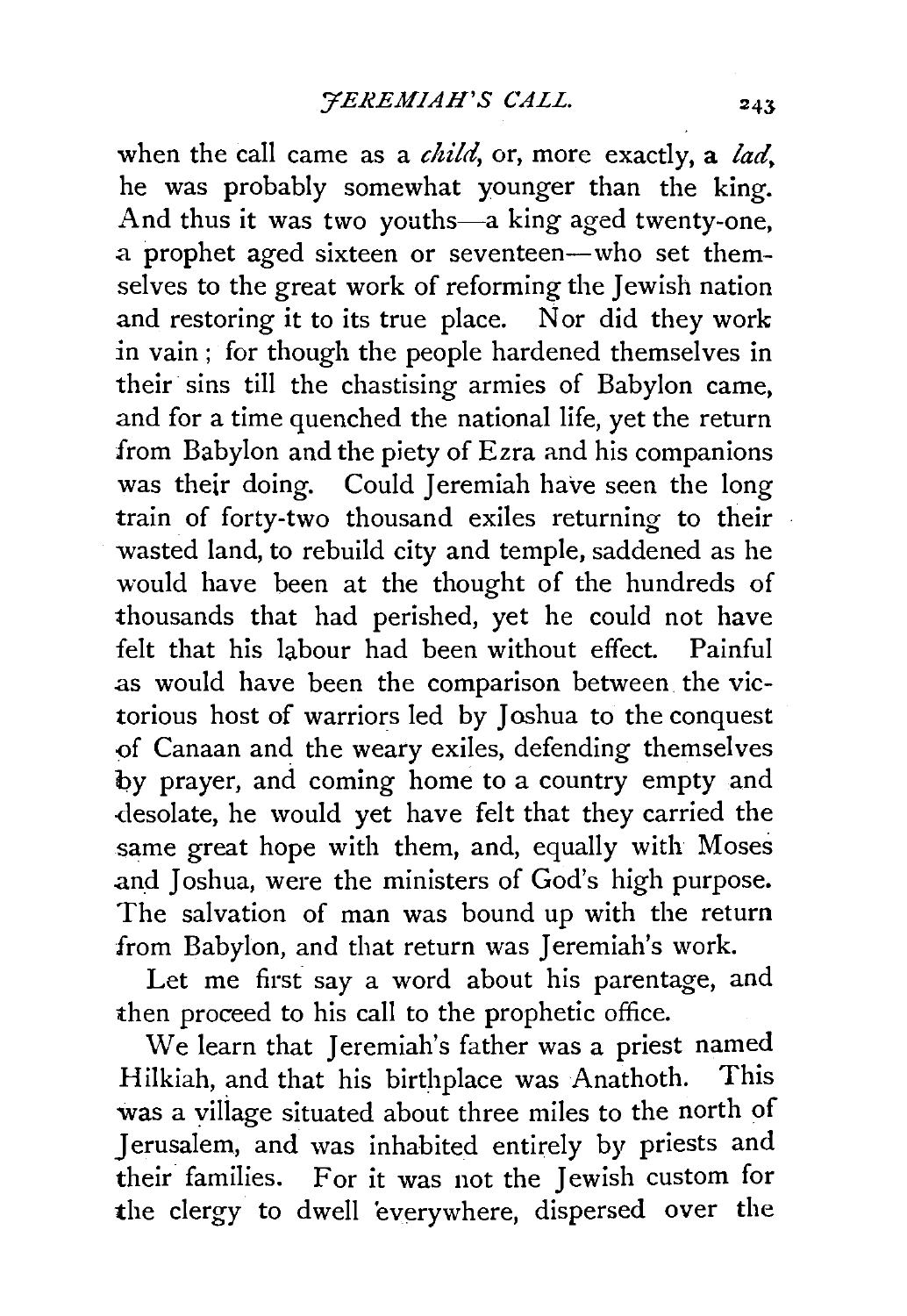when the call came as a *child*, or, more exactly, a *lad*, he was probably somewhat younger than the king. And thus it was two youths—a king aged twenty-one, a prophet aged sixteen or seventeen—who set themselves to the great work of reforming the Jewish nation and restoring it to its true place. Nor did they work in vain; for though the people hardened themselves in their sins till the chastising armies of Babylon came, and for a time quenched the national life, yet the return from Babylon and the piety of Ezra and his companions was their doing. Could Jeremiah have seen the long train of forty-two thousand exiles returning to their wasted land, to rebuild city and temple, saddened as he would have been at the thought of the hundreds of thousands that had perished, yet he could not have felt that his labour had been without effect. Painful as would have been the comparison between the victorious host of warriors led by Joshua to the conquest of Canaan and the weary exiles, defending themselves by prayer, and coming home to a country empty and desolate, he would yet have felt that they carried the same great hope with them, and, equally with Moses and Joshua, were the ministers of God's high purpose. The salvation of man was bound up with the return from Babylon, and that return was Jeremiah's work.

Let me first say a word about his parentage, and then proceed to his call to the prophetic office.

We learn that Jeremiah's father was a priest named Hilkiah, and that his birthplace was Anathoth. This was a village situated about three miles to the north of Jerusalem, and was inhabited entirely by priests and their families. For it was not the Jewish custom for the clergy to dwell everywhere, dispersed over the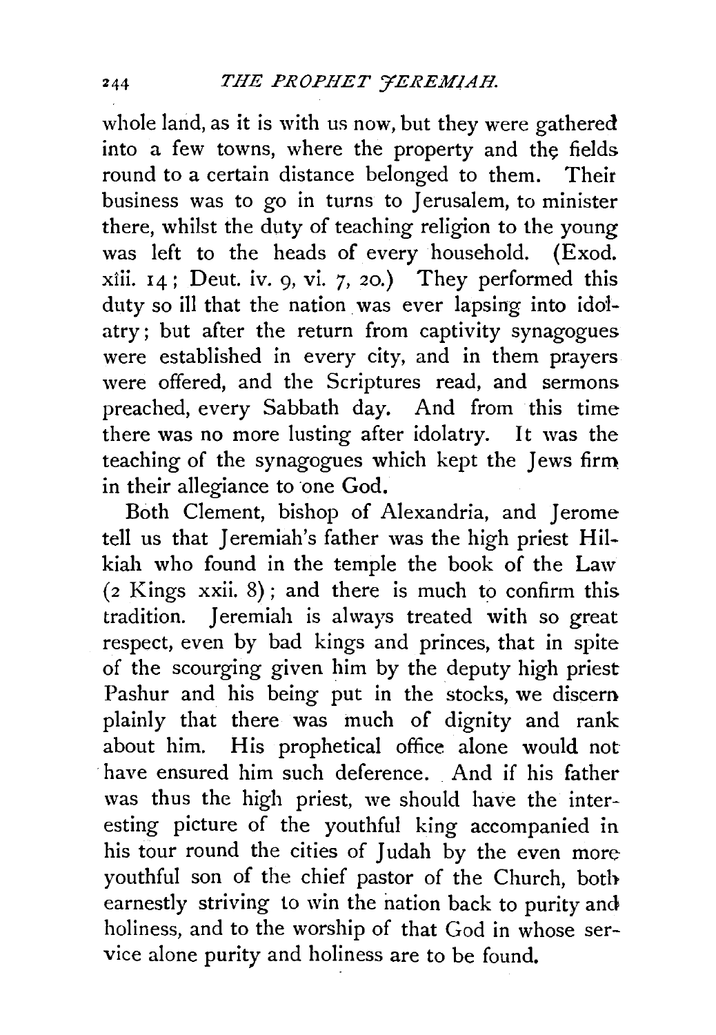whole land, as it is with us now, but they were gathered into a few towns, where the property and the fields round to a certain distance belonged to them. Their business was to go in turns to Jerusalem, to minister there, whilst the duty of teaching religion to the young was left to the heads of every household. (Exod. xiii. 14; Deut. iv. 9, vi. 7, 20.) They performed this duty so ill that the nation was ever lapsing into idolatry; but after the return from captivity synagogues were established in every city, and in them prayers were offered, and the Scriptures read, and sermons preached, every Sabbath day. And from this time there was no more lusting after idolatry. It was the teaching of the synagogues which kept the Jews firm in their allegiance to one God.

Both Clement, bishop of Alexandria, and Jerome tell us that Jeremiah's father was the high priest Hilkiah who found in the temple the book of the Law (2 Kings xxii. 8); and there is much to confirm this tradition. Jeremiah is always treated with so great respect, even by bad kings and princes, that in spite of the scourging given him by the deputy high priest Pashur and his being put in the stocks, we discern plainly that there was much of dignity and rank about him. His prophetical office alone would not have ensured him such deference. And if his father was thus the high priest, we should have the interesting picture of the youthful king accompanied in his tour round the cities of Judah by the even more youthful son of the chief pastor of the Church, both earnestly striving to win the nation back to purity and holiness, and to the worship of that God in whose service alone purity and holiness are to be found.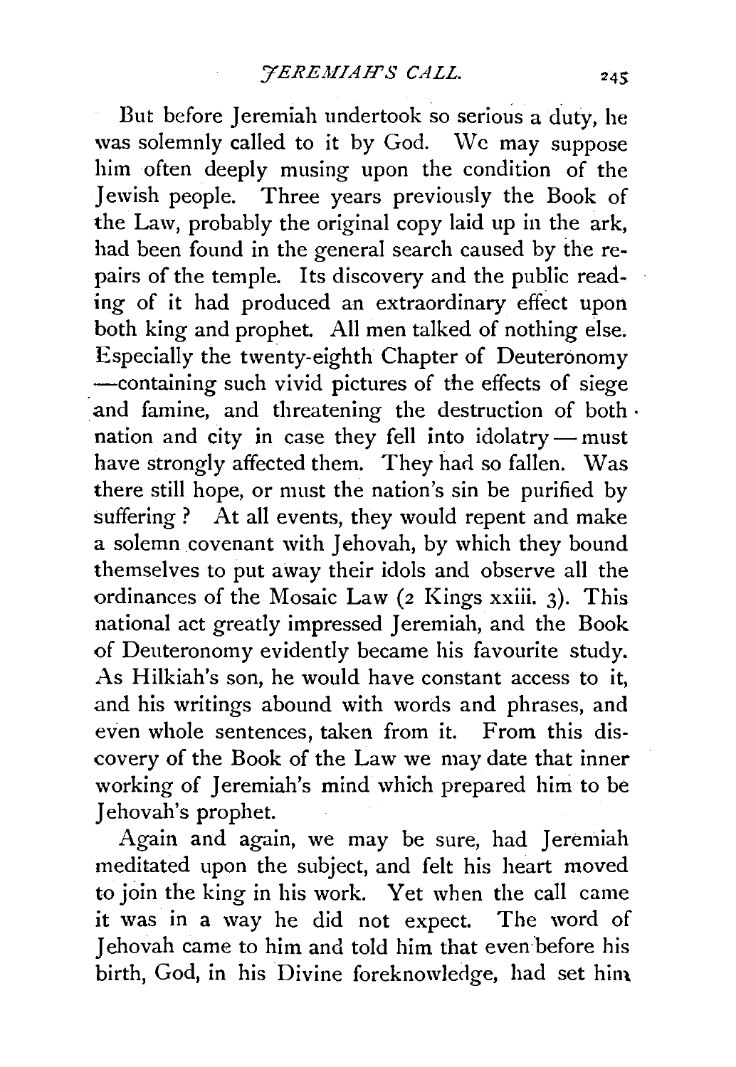But before Jeremiah undertook so serious a duty, he was solemnly called to it by God. We may suppose him often deeply musing upon the condition of the Jewish people. Three years previously the Book of the Law, probably the original copy laid up in the ark, had been found in the general search caused by the repairs of the temple. Its discovery and the public reading of it had produced an extraordinary effect upon both king and prophet. All men talked of nothing else. Especially the twenty-eighth Chapter of Deuteronomy —containing such vivid pictures of the effects of siege and famine, and threatening the destruction of both nation and city in case they fell into idolatry — must have strongly affected them. They had so fallen. Was there still hope, or must the nation's sin be purified by suffering? At all events, they would repent and make a solemn covenant with Jehovah, by which they bound themselves to put away their idols and observe all the ordinances of the Mosaic Law (2 Kings xxiii. 3). This national act greatly impressed Jeremiah, and the Book of Deuteronomy evidently became his favourite study. As Hilkiah's son, he would have constant access to it, and his writings abound with words and phrases, and even whole sentences, taken from it. From this discovery of the Book of the Law we may date that inner working of Jeremiah's mind which prepared him to be Jehovah's prophet.

Again and again, we may be sure, had Jeremiah meditated upon the subject, and felt his heart moved to join the king in his work. Yet when the call came it was in a way he did not expect. The word of Jehovah came to him and told him that even before his birth, God, in his Divine foreknowledge, had set him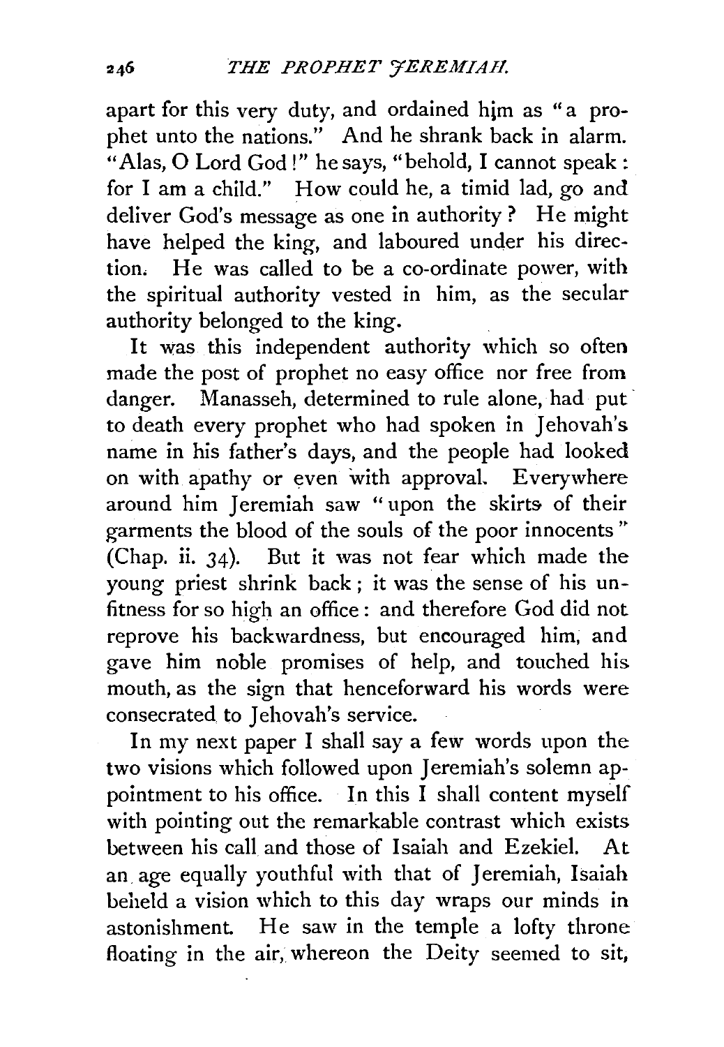apart for this very duty, and ordained him as "a prophet unto the nations." And he shrank back in alarm. "Alas, O Lord God!" he says, "behold, I cannot speak: for I am a child." How could he, a timid lad, go and deliver God's message as one in authority? He might have helped the king, and laboured under his direction. He was called to be a co-ordinate power, with the spiritual authority vested in him, as the secular authority belonged to the king.

It was this independent authority which so often made the post of prophet no easy office nor free from danger. Manasseh, determined to rule alone, had put to death every prophet who had spoken in Jehovah's name in his father's days, and the people had looked on with apathy or even with approval. Everywhere around him Jeremiah saw "upon the skirts of their garments the blood of the souls of the poor innocents" (Chap. ii. 34). But it was not fear which made the young priest shrink back; it was the sense of his unfitness for so high an office: and therefore God did not reprove his backwardness, but encouraged him, and gave him noble promises of help, and touched his mouth, as the sign that henceforward his words were consecrated to Jehovah's service.

In my next paper I shall say a few words upon the two visions which followed upon Jeremiah's solemn appointment to his office. In this I shall content myself with pointing out the remarkable contrast which exists between his call and those of Isaiah and Ezekiel. At an age equally youthful with that of Jeremiah, Isaiah beheld a vision which to this day wraps our minds in astonishment. He saw in the temple a lofty throne floating in the air, whereon the Deity seemed to sit,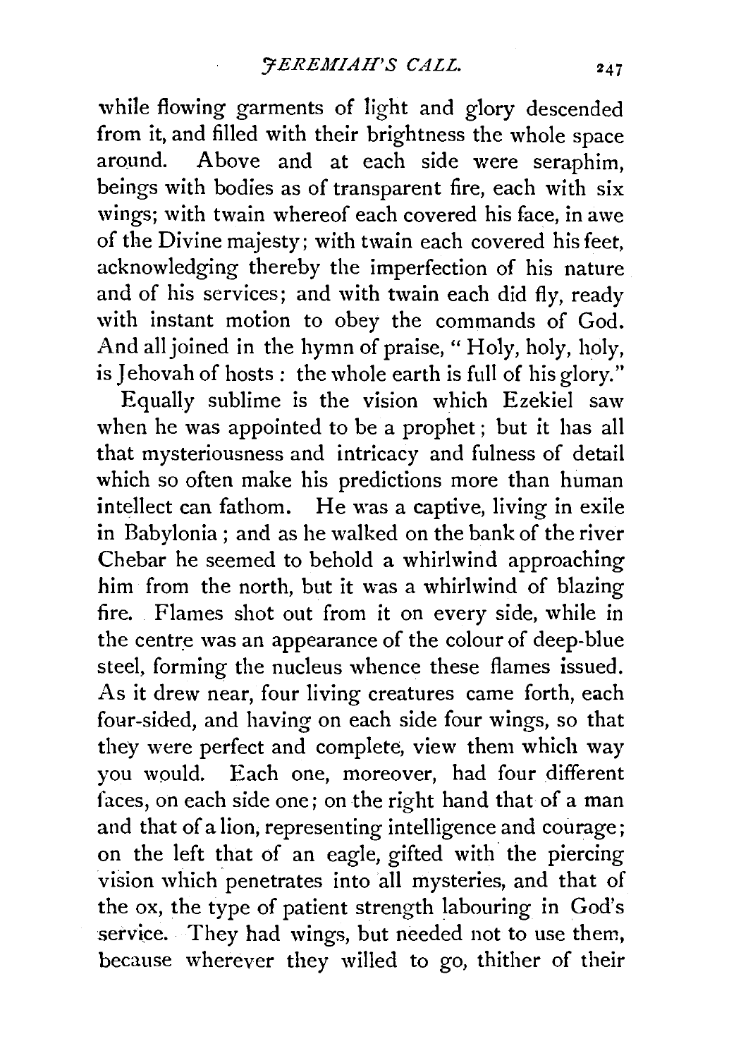while flowing garments of light and glory descended from it, and filled with their brightness the whole space around. Above and at each side were seraphim, beings with bodies as of transparent fire, each with six wings; with twain whereof each covered his face, in awe of the Divine majesty; with twain each covered his feet, acknowledging thereby the imperfection of his nature and of his services; and with twain each did fly, ready with instant motion to obey the commands of God. And all joined in the hymn of praise, "Holy, holy, holy, is Jehovah of hosts: the whole earth is full of his glory."

Equally sublime is the vision which Ezekiel saw when he was appointed to be a prophet; but it has all that mysteriousness and intricacy and fulness of detail which so often make his predictions more than human intellect can fathom. He was a captive, living in exile in Babylonia; and as he walked on the bank of the river Chebar he seemed to behold a whirlwind approaching him from the north, but it was a whirlwind of blazing fire. Flames shot out from it on every side, while in the centre was an appearance of the colour of deep-blue steel, forming the nucleus whence these flames issued. As it drew near, four living creatures came forth, each four-sided, and having on each side four wings, so that they were perfect and complete, view them which way you would. Each one, moreover, had four different faces, on each side one; on the right hand that of a man and that of a lion, representing intelligence and courage; on the left that of an eagle, gifted with the piercing vision which penetrates into all mysteries, and that of the ox, the type of patient strength labouring in God's service. They had wings, but needed not to use them, because wherever they willed to go, thither of their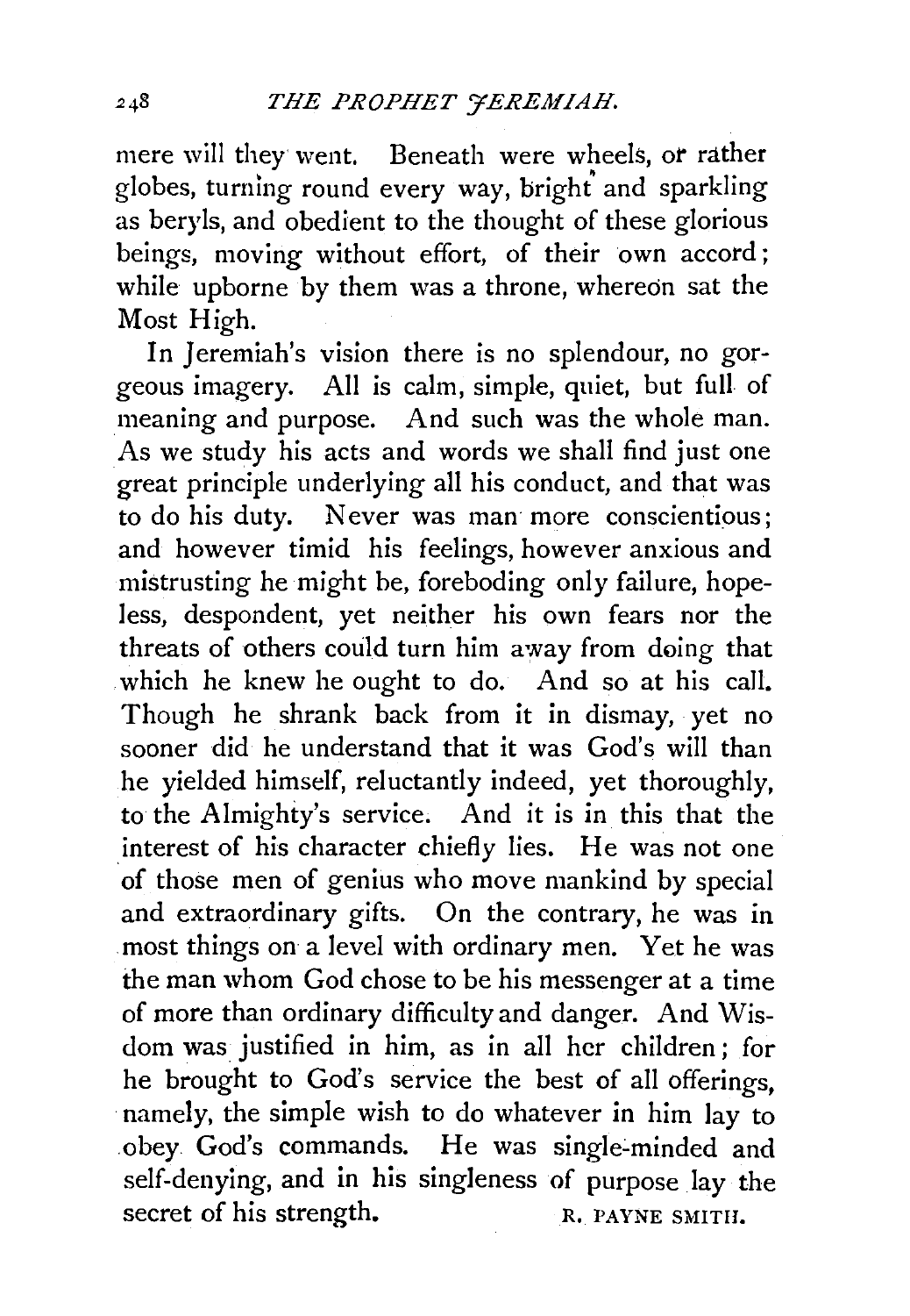mere will they went. Beneath were wheels, or rather globes, turning round every way, bright and sparkling as beryls, and obedient to the thought of these glorious beings, moving without effort, of their own accord; while upborne by them was a throne, whereon sat the Most High.

In Jeremiah's vision there is no splendour, no gorgeous imagery. All is calm, simple, quiet, but full of meaning and purpose. And such was the whole man. As we study his acts and words we shall find just one great principle underlying all his conduct, and that was to do his duty. Never was man more conscientious; and however timid his feelings, however anxious and mistrusting he might be, foreboding only failure, hopeless, despondent, yet neither his own fears nor the threats of others could turn him away from doing that which he knew he ought to do. And so at his call. Though he shrank back from it in dismay, yet no sooner did he understand that it was God's will than he yielded himself, reluctantly indeed, yet thoroughly, to the Almighty's service. And it is in this that the interest of his character chiefly lies. He was not one of those men of genius who move mankind by special and extraordinary gifts. On the contrary, he was in most things on a level with ordinary men. Yet he was the man whom God chose to be his messenger at a time of more than ordinary difficulty and danger. And Wisdom was justified in him, as in all her children; for he brought to God's service the best of all offerings, namely, the simple wish to do whatever in him lay to obey God's commands. He was single-minded and self-denying, and in his singleness of purpose lay the secret of his strength.

R. PAYNE SMITH.